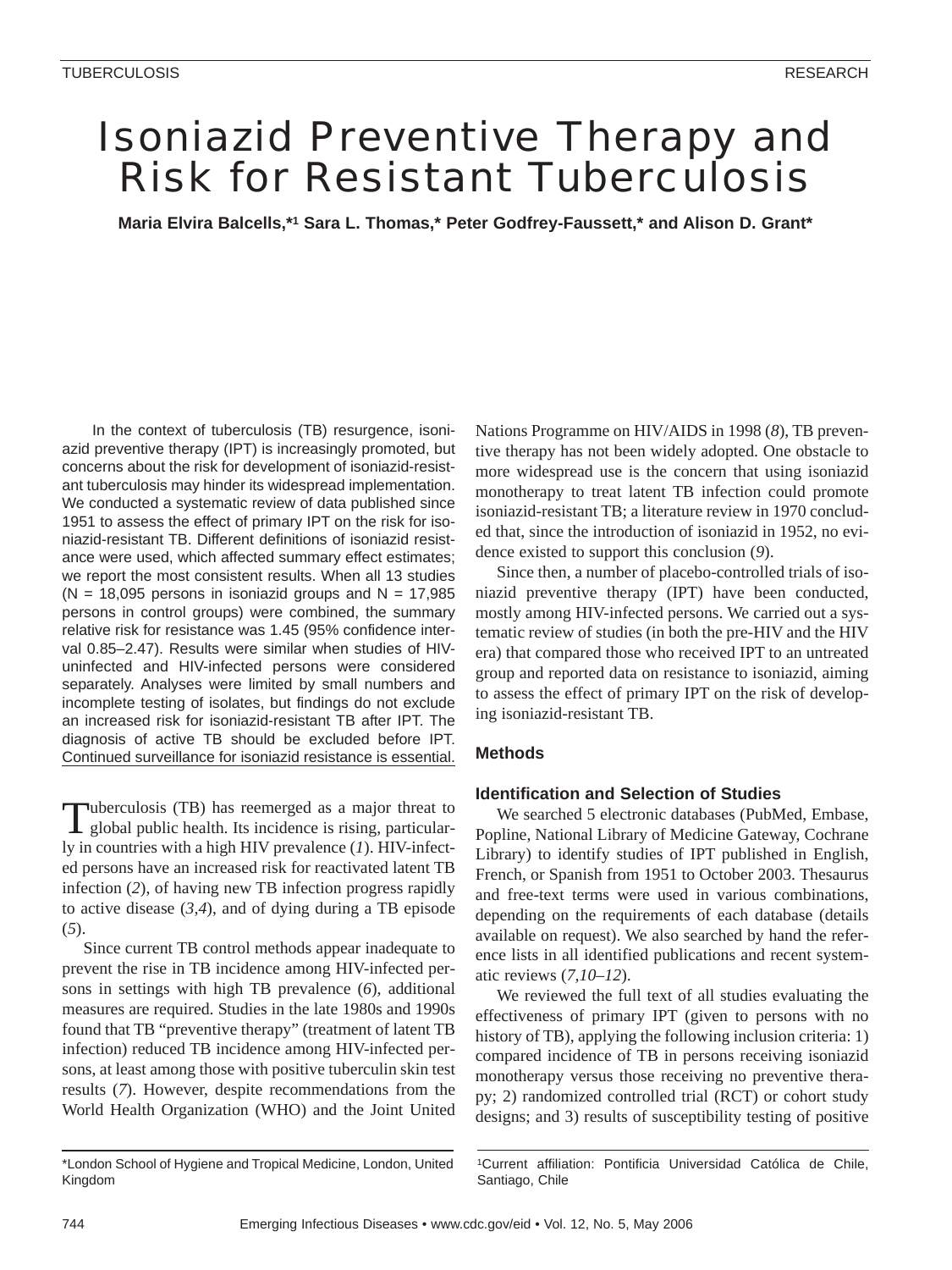# Isoniazid Preventive Therapy and Risk for Resistant Tuberculosis

**Maria Elvira Balcells,*[1] Sara L. Thomas,* Peter Godfrey-Faussett,* and Alison D. Grant***

In the context of tuberculosis (TB) resurgence, isoniazid preventive therapy (IPT) is increasingly promoted, but concerns about the risk for development of isoniazid-resistant tuberculosis may hinder its widespread implementation. We conducted a systematic review of data published since 1951 to assess the effect of primary IPT on the risk for isoniazid-resistant TB. Different definitions of isoniazid resistance were used, which affected summary effect estimates; we report the most consistent results. When all 13 studies (N = 18,095 persons in isoniazid groups and N = 17,985 persons in control groups) were combined, the summary relative risk for resistance was 1.45 (95% confidence interval 0.85–2.47). Results were similar when studies of HIV-uninfected and HIV-infected persons were considered separately. Analyses were limited by small numbers and incomplete testing of isolates, but findings do not exclude an increased risk for isoniazid-resistant TB after IPT. The diagnosis of active TB should be excluded before IPT. Continued surveillance for isoniazid resistance is essential.

Tuberculosis (TB) has reemerged as a major threat to global public health. Its incidence is rising, particularly in countries with a high HIV prevalence (*1*). HIV-infected persons have an increased risk for reactivated latent TB infection (*2*), of having new TB infection progress rapidly to active disease (*3,4*), and of dying during a TB episode (*5*).

Since current TB control methods appear inadequate to prevent the rise in TB incidence among HIV-infected persons in settings with high TB prevalence (*6*), additional measures are required. Studies in the late 1980s and 1990s found that TB "preventive therapy" (treatment of latent TB infection) reduced TB incidence among HIV-infected persons, at least among those with positive tuberculin skin test results (*7*). However, despite recommendations from the World Health Organization (WHO) and the Joint United Nations Programme on HIV/AIDS in 1998 (*8*), TB preventive therapy has not been widely adopted. One obstacle to more widespread use is the concern that using isoniazid monotherapy to treat latent TB infection could promote isoniazid-resistant TB; a literature review in 1970 concluded that, since the introduction of isoniazid in 1952, no evidence existed to support this conclusion (*9*).

Since then, a number of placebo-controlled trials of isoniazid preventive therapy (IPT) have been conducted, mostly among HIV-infected persons. We carried out a systematic review of studies (in both the pre-HIV and the HIV era) that compared those who received IPT to an untreated group and reported data on resistance to isoniazid, aiming to assess the effect of primary IPT on the risk of developing isoniazid-resistant TB.

## Methods

### Identification and Selection of Studies

We searched 5 electronic databases (PubMed, Embase, Popline, National Library of Medicine Gateway, Cochrane Library) to identify studies of IPT published in English, French, or Spanish from 1951 to October 2003. Thesaurus and free-text terms were used in various combinations, depending on the requirements of each database (details available on request). We also searched by hand the reference lists in all identified publications and recent systematic reviews (*7,10–12*).

We reviewed the full text of all studies evaluating the effectiveness of primary IPT (given to persons with no history of TB), applying the following inclusion criteria: 1) compared incidence of TB in persons receiving isoniazid monotherapy versus those receiving no preventive therapy; 2) randomized controlled trial (RCT) or cohort study designs; and 3) results of susceptibility testing of positive

*London School of Hygiene and Tropical Medicine, London, United Kingdom

[1]Current affiliation: Pontificia Universidad Católica de Chile, Santiago, Chile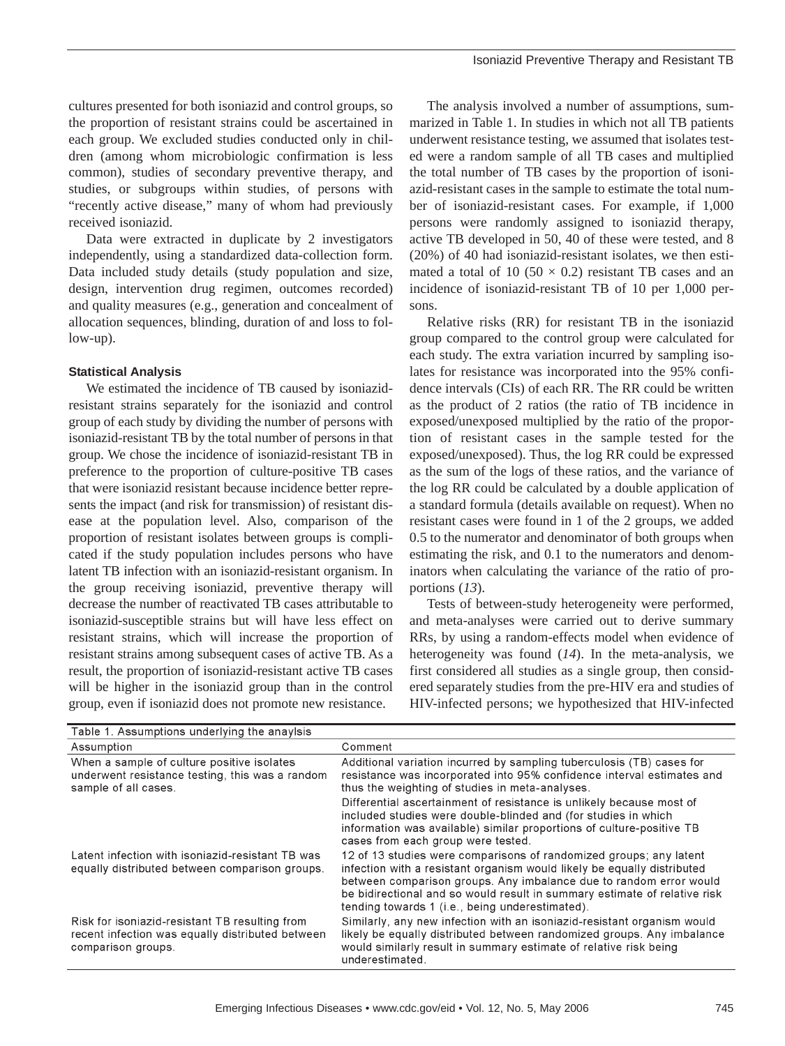cultures presented for both isoniazid and control groups, so the proportion of resistant strains could be ascertained in each group. We excluded studies conducted only in children (among whom microbiologic confirmation is less common), studies of secondary preventive therapy, and studies, or subgroups within studies, of persons with "recently active disease," many of whom had previously received isoniazid.

Data were extracted in duplicate by 2 investigators independently, using a standardized data-collection form. Data included study details (study population and size, design, intervention drug regimen, outcomes recorded) and quality measures (e.g., generation and concealment of allocation sequences, blinding, duration of and loss to follow-up).

### Statistical Analysis

We estimated the incidence of TB caused by isoniazid-resistant strains separately for the isoniazid and control group of each study by dividing the number of persons with isoniazid-resistant TB by the total number of persons in that group. We chose the incidence of isoniazid-resistant TB in preference to the proportion of culture-positive TB cases that were isoniazid resistant because incidence better represents the impact (and risk for transmission) of resistant disease at the population level. Also, comparison of the proportion of resistant isolates between groups is complicated if the study population includes persons who have latent TB infection with an isoniazid-resistant organism. In the group receiving isoniazid, preventive therapy will decrease the number of reactivated TB cases attributable to isoniazid-susceptible strains but will have less effect on resistant strains, which will increase the proportion of resistant strains among subsequent cases of active TB. As a result, the proportion of isoniazid-resistant active TB cases will be higher in the isoniazid group than in the control group, even if isoniazid does not promote new resistance.

The analysis involved a number of assumptions, summarized in Table 1. In studies in which not all TB patients underwent resistance testing, we assumed that isolates tested were a random sample of all TB cases and multiplied the total number of TB cases by the proportion of isoniazid-resistant cases in the sample to estimate the total number of isoniazid-resistant cases. For example, if 1,000 persons were randomly assigned to isoniazid therapy, active TB developed in 50, 40 of these were tested, and 8 (20%) of 40 had isoniazid-resistant isolates, we then estimated a total of 10 ($50 \times 0.2$) resistant TB cases and an incidence of isoniazid-resistant TB of 10 per 1,000 persons.

Relative risks (RR) for resistant TB in the isoniazid group compared to the control group were calculated for each study. The extra variation incurred by sampling isolates for resistance was incorporated into the 95% confidence intervals (CIs) of each RR. The RR could be written as the product of 2 ratios (the ratio of TB incidence in exposed/unexposed multiplied by the ratio of the proportion of resistant cases in the sample tested for the exposed/unexposed). Thus, the log RR could be expressed as the sum of the logs of these ratios, and the variance of the log RR could be calculated by a double application of a standard formula (details available on request). When no resistant cases were found in 1 of the 2 groups, we added 0.5 to the numerator and denominator of both groups when estimating the risk, and 0.1 to the numerators and denominators when calculating the variance of the ratio of proportions (*13*).

Tests of between-study heterogeneity were performed, and meta-analyses were carried out to derive summary RRs, by using a random-effects model when evidence of heterogeneity was found (*14*). In the meta-analysis, we first considered all studies as a single group, then considered separately studies from the pre-HIV era and studies of HIV-infected persons; we hypothesized that HIV-infected

Table 1. Assumptions underlying the anaylsis

| Assumption | Comment |
|---|---|
| When a sample of culture positive isolates underwent resistance testing, this was a random sample of all cases. | Additional variation incurred by sampling tuberculosis (TB) cases for resistance was incorporated into 95% confidence interval estimates and thus the weighting of studies in meta-analyses. Differential ascertainment of resistance is unlikely because most of included studies were double-blinded and (for studies in which information was available) similar proportions of culture-positive TB cases from each group were tested. |
| Latent infection with isoniazid-resistant TB was equally distributed between comparison groups. | 12 of 13 studies were comparisons of randomized groups; any latent infection with a resistant organism would likely be equally distributed between comparison groups. Any imbalance due to random error would be bidirectional and so would result in summary estimate of relative risk tending towards 1 (i.e., being underestimated). |
| Risk for isoniazid-resistant TB resulting from recent infection was equally distributed between comparison groups. | Similarly, any new infection with an isoniazid-resistant organism would likely be equally distributed between randomized groups. Any imbalance would similarly result in summary estimate of relative risk being underestimated. |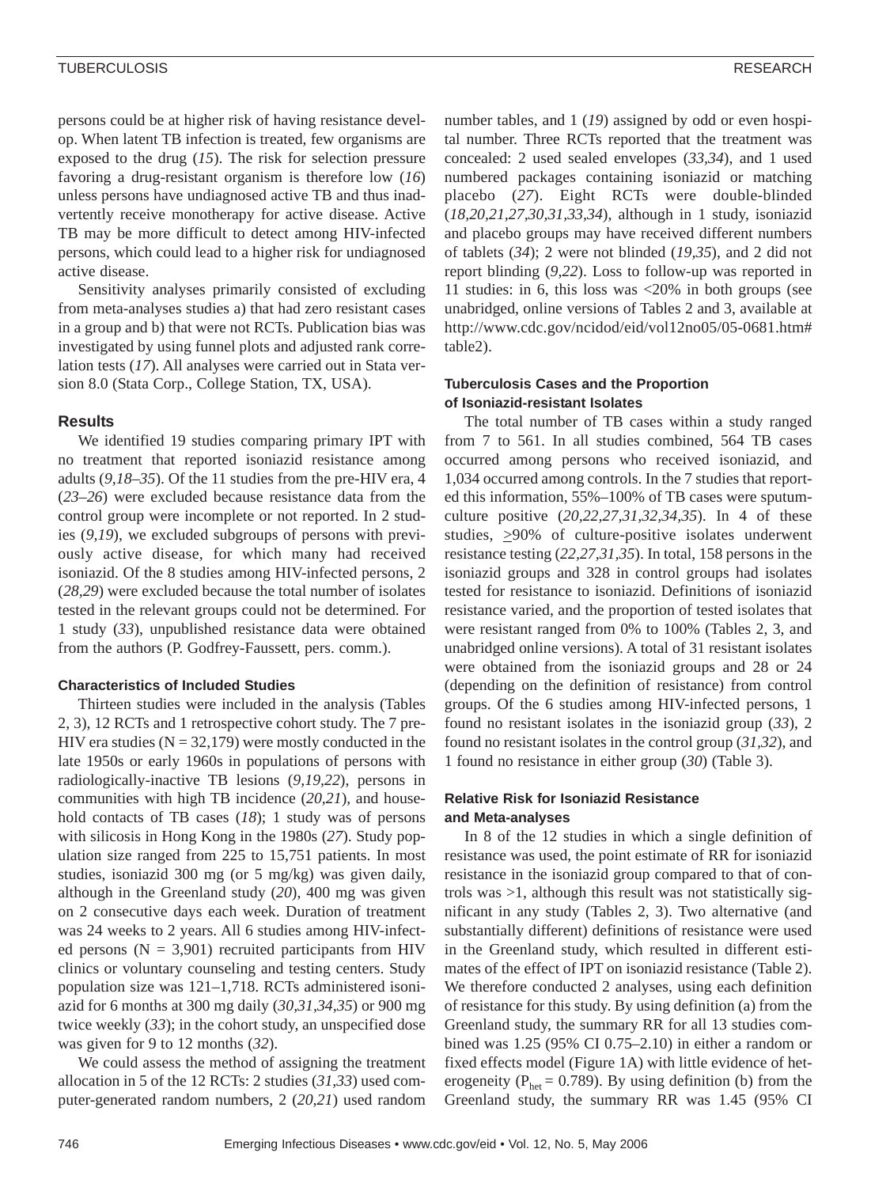persons could be at higher risk of having resistance develop. When latent TB infection is treated, few organisms are exposed to the drug (*15*). The risk for selection pressure favoring a drug-resistant organism is therefore low (*16*) unless persons have undiagnosed active TB and thus inadvertently receive monotherapy for active disease. Active TB may be more difficult to detect among HIV-infected persons, which could lead to a higher risk for undiagnosed active disease.

Sensitivity analyses primarily consisted of excluding from meta-analyses studies a) that had zero resistant cases in a group and b) that were not RCTs. Publication bias was investigated by using funnel plots and adjusted rank correlation tests (*17*). All analyses were carried out in Stata version 8.0 (Stata Corp., College Station, TX, USA).

## Results

We identified 19 studies comparing primary IPT with no treatment that reported isoniazid resistance among adults (*9,18–35*). Of the 11 studies from the pre-HIV era, 4 (*23–26*) were excluded because resistance data from the control group were incomplete or not reported. In 2 studies (*9,19*), we excluded subgroups of persons with previously active disease, for which many had received isoniazid. Of the 8 studies among HIV-infected persons, 2 (*28,29*) were excluded because the total number of isolates tested in the relevant groups could not be determined. For 1 study (*33*), unpublished resistance data were obtained from the authors (P. Godfrey-Faussett, pers. comm.).

### Characteristics of Included Studies

Thirteen studies were included in the analysis (Tables 2, 3), 12 RCTs and 1 retrospective cohort study. The 7 pre-HIV era studies (N = 32,179) were mostly conducted in the late 1950s or early 1960s in populations of persons with radiologically-inactive TB lesions (*9,19,22*), persons in communities with high TB incidence (*20,21*), and household contacts of TB cases (*18*); 1 study was of persons with silicosis in Hong Kong in the 1980s (*27*). Study population size ranged from 225 to 15,751 patients. In most studies, isoniazid 300 mg (or 5 mg/kg) was given daily, although in the Greenland study (*20*), 400 mg was given on 2 consecutive days each week. Duration of treatment was 24 weeks to 2 years. All 6 studies among HIV-infected persons (N = 3,901) recruited participants from HIV clinics or voluntary counseling and testing centers. Study population size was 121–1,718. RCTs administered isoniazid for 6 months at 300 mg daily (*30,31,34,35*) or 900 mg twice weekly (*33*); in the cohort study, an unspecified dose was given for 9 to 12 months (*32*).

We could assess the method of assigning the treatment allocation in 5 of the 12 RCTs: 2 studies (*31,33*) used computer-generated random numbers, 2 (*20,21*) used random number tables, and 1 (*19*) assigned by odd or even hospital number. Three RCTs reported that the treatment was concealed: 2 used sealed envelopes (*33,34*), and 1 used numbered packages containing isoniazid or matching placebo (*27*). Eight RCTs were double-blinded (*18,20,21,27,30,31,33,34*), although in 1 study, isoniazid and placebo groups may have received different numbers of tablets (*34*); 2 were not blinded (*19,35*), and 2 did not report blinding (*9,22*). Loss to follow-up was reported in 11 studies: in 6, this loss was <20% in both groups (see unabridged, online versions of Tables 2 and 3, available at http://www.cdc.gov/ncidod/eid/vol12no05/05-0681.htm#table2).

### Tuberculosis Cases and the Proportion of Isoniazid-resistant Isolates

The total number of TB cases within a study ranged from 7 to 561. In all studies combined, 564 TB cases occurred among persons who received isoniazid, and 1,034 occurred among controls. In the 7 studies that reported this information, 55%–100% of TB cases were sputum-culture positive (*20,22,27,31,32,34,35*). In 4 of these studies, ≥90% of culture-positive isolates underwent resistance testing (*22,27,31,35*). In total, 158 persons in the isoniazid groups and 328 in control groups had isolates tested for resistance to isoniazid. Definitions of isoniazid resistance varied, and the proportion of tested isolates that were resistant ranged from 0% to 100% (Tables 2, 3, and unabridged online versions). A total of 31 resistant isolates were obtained from the isoniazid groups and 28 or 24 (depending on the definition of resistance) from control groups. Of the 6 studies among HIV-infected persons, 1 found no resistant isolates in the isoniazid group (*33*), 2 found no resistant isolates in the control group (*31,32*), and 1 found no resistance in either group (*30*) (Table 3).

### Relative Risk for Isoniazid Resistance and Meta-analyses

In 8 of the 12 studies in which a single definition of resistance was used, the point estimate of RR for isoniazid resistance in the isoniazid group compared to that of controls was >1, although this result was not statistically significant in any study (Tables 2, 3). Two alternative (and substantially different) definitions of resistance were used in the Greenland study, which resulted in different estimates of the effect of IPT on isoniazid resistance (Table 2). We therefore conducted 2 analyses, using each definition of resistance for this study. By using definition (a) from the Greenland study, the summary RR for all 13 studies combined was 1.25 (95% CI 0.75–2.10) in either a random or fixed effects model (Figure 1A) with little evidence of heterogeneity ($P_{het} = 0.789$). By using definition (b) from the Greenland study, the summary RR was 1.45 (95% CI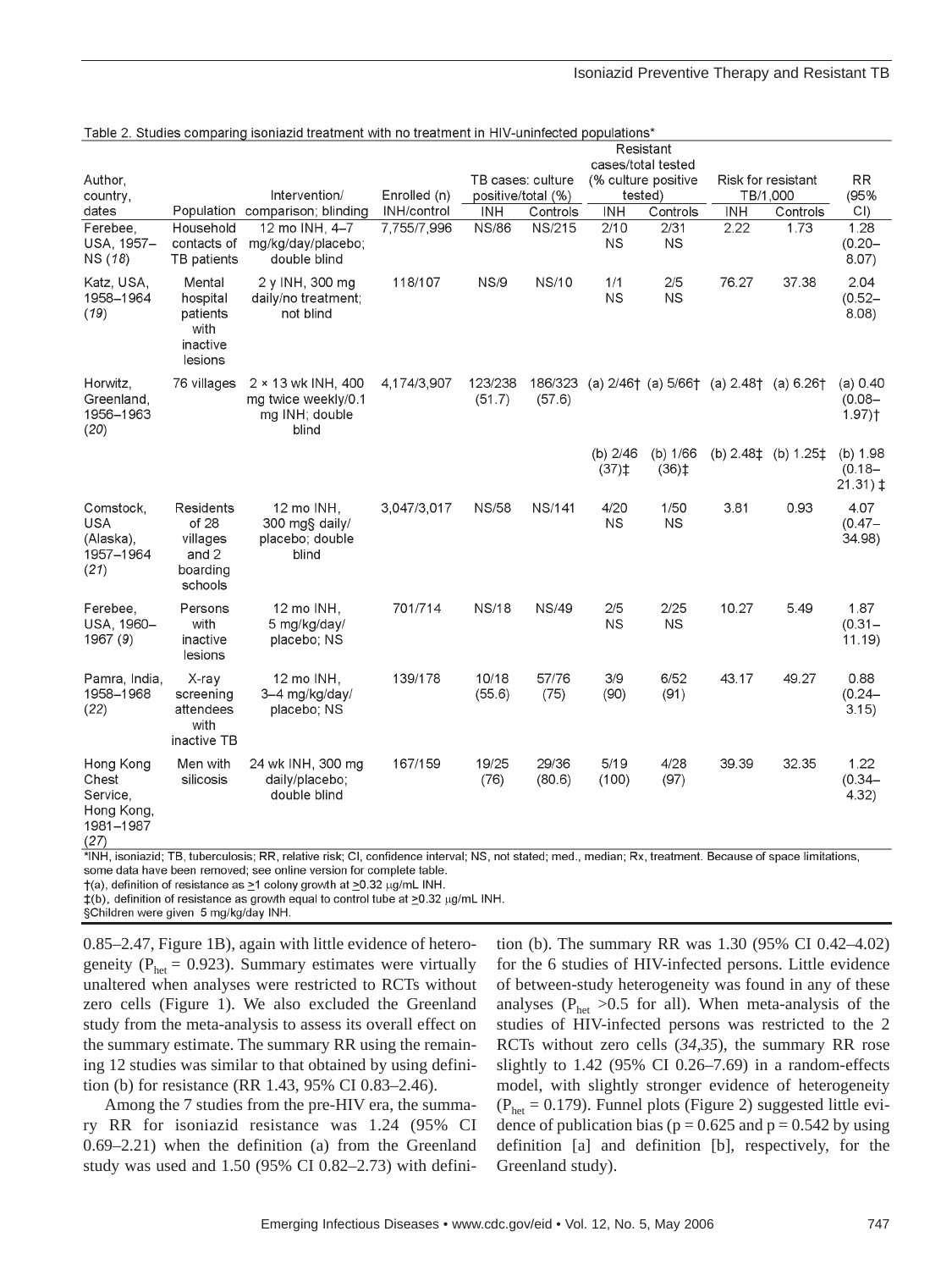Table 2. Studies comparing isoniazid treatment with no treatment in HIV-uninfected populations*

| Author, country, dates | Population | Intervention/ comparison; blinding | Enrolled (n) INH/control | TB cases: culture positive/total (%) | | Resistant cases/total tested (% culture positive tested) | | Risk for resistant TB/1,000 | | RR (95% CI) |
|---|---|---|---|---|---|---|---|---|---|---|
| | | | | INH | Controls | INH | Controls | INH | Controls | |
| Ferebee, USA, 1957–NS (*18*) | Household contacts of TB patients | 12 mo INH, 4–7 mg/kg/day/placebo; double blind | 7,755/7,996 | NS/86 | NS/215 | 2/10 NS | 2/31 NS | 2.22 | 1.73 | 1.28 (0.20–8.07) |
| Katz, USA, 1958–1964 (*19*) | Mental hospital patients with inactive lesions | 2 y INH, 300 mg daily/no treatment; not blind | 118/107 | NS/9 | NS/10 | 1/1 NS | 2/5 NS | 76.27 | 37.38 | 2.04 (0.52–8.08) |
| Horwitz, Greenland, 1956–1963 (*20*) | 76 villages | 2 × 13 wk INH, 400 mg twice weekly/0.1 mg INH; double blind | 4,174/3,907 | 123/238 (51.7) | 186/323 (57.6) | (a) 2/46† | (a) 5/66† | (a) 2.48† | (a) 6.26† | (a) 0.40 (0.08–1.97)† |
| | | | | | | (b) 2/46 (37)‡ | (b) 1/66 (36)‡ | (b) 2.48‡ | (b) 1.25‡ | (b) 1.98 (0.18–21.31) ‡ |
| Comstock, USA (Alaska), 1957–1964 (*21*) | Residents of 28 villages and 2 boarding schools | 12 mo INH, 300 mg§ daily/placebo; double blind | 3,047/3,017 | NS/58 | NS/141 | 4/20 NS | 1/50 NS | 3.81 | 0.93 | 4.07 (0.47–34.98) |
| Ferebee, USA, 1960–1967 (*9*) | Persons with inactive lesions | 12 mo INH, 5 mg/kg/day/placebo; NS | 701/714 | NS/18 | NS/49 | 2/5 NS | 2/25 NS | 10.27 | 5.49 | 1.87 (0.31–11.19) |
| Pamra, India, 1958–1968 (*22*) | X-ray screening attendees with inactive TB | 12 mo INH, 3–4 mg/kg/day/placebo; NS | 139/178 | 10/18 (55.6) | 57/76 (75) | 3/9 (90) | 6/52 (91) | 43.17 | 49.27 | 0.88 (0.24–3.15) |
| Hong Kong Chest Service, Hong Kong, 1981–1987 (*27*) | Men with silicosis | 24 wk INH, 300 mg daily/placebo; double blind | 167/159 | 19/25 (76) | 29/36 (80.6) | 5/19 (100) | 4/28 (97) | 39.39 | 32.35 | 1.22 (0.34–4.32) |

*INH, isoniazid; TB, tuberculosis; RR, relative risk; CI, confidence interval; NS, not stated; med., median; Rx, treatment. Because of space limitations, some data have been removed; see online version for complete table.
†(a), definition of resistance as ≥1 colony growth at ≥0.32 μg/mL INH.
‡(b), definition of resistance as growth equal to control tube at ≥0.32 μg/mL INH.
§Children were given 5 mg/kg/day INH.

0.85–2.47, Figure 1B), again with little evidence of heterogeneity ($P_{het}$ = 0.923). Summary estimates were virtually unaltered when analyses were restricted to RCTs without zero cells (Figure 1). We also excluded the Greenland study from the meta-analysis to assess its overall effect on the summary estimate. The summary RR using the remaining 12 studies was similar to that obtained by using definition (b) for resistance (RR 1.43, 95% CI 0.83–2.46).

Among the 7 studies from the pre-HIV era, the summary RR for isoniazid resistance was 1.24 (95% CI 0.69–2.21) when the definition (a) from the Greenland study was used and 1.50 (95% CI 0.82–2.73) with definition (b). The summary RR was 1.30 (95% CI 0.42–4.02) for the 6 studies of HIV-infected persons. Little evidence of between-study heterogeneity was found in any of these analyses ($P_{het}$ >0.5 for all). When meta-analysis of the studies of HIV-infected persons was restricted to the 2 RCTs without zero cells (*34*,*35*), the summary RR rose slightly to 1.42 (95% CI 0.26–7.69) in a random-effects model, with slightly stronger evidence of heterogeneity ($P_{het}$ = 0.179). Funnel plots (Figure 2) suggested little evidence of publication bias (p = 0.625 and p = 0.542 by using definition [a] and definition [b], respectively, for the Greenland study).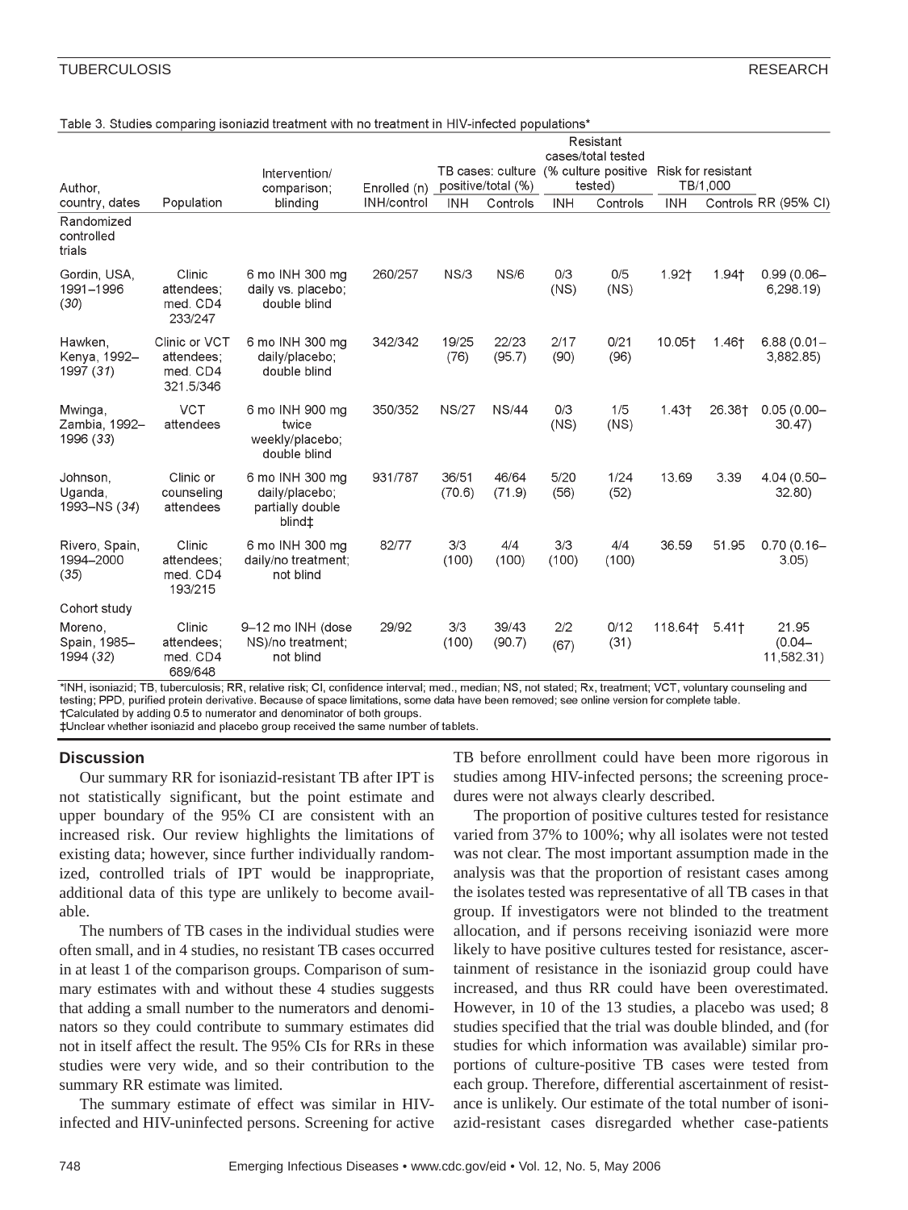Table 3. Studies comparing isoniazid treatment with no treatment in HIV-infected populations*

| Author, country, dates | Population | Intervention/ comparison; blinding | Enrolled (n) INH/control | TB cases: culture positive/total (%) | | Resistant cases/total tested (% culture positive tested) | | Risk for resistant TB/1,000 | | RR (95% CI) |
|---|---|---|---|---|---|---|---|---|---|---|
| | | | | INH | Controls | INH | Controls | INH | Controls | |
| Randomized controlled trials | | | | | | | | | | |
| Gordin, USA, 1991–1996 (30) | Clinic attendees; med. CD4 233/247 | 6 mo INH 300 mg daily vs. placebo; double blind | 260/257 | NS/3 | NS/6 | 0/3 (NS) | 0/5 (NS) | 1.92† | 1.94† | 0.99 (0.06–6,298.19) |
| Hawken, Kenya, 1992–1997 (31) | Clinic or VCT attendees; med. CD4 321.5/346 | 6 mo INH 300 mg daily/placebo; double blind | 342/342 | 19/25 (76) | 22/23 (95.7) | 2/17 (90) | 0/21 (96) | 10.05† | 1.46† | 6.88 (0.01–3,882.85) |
| Mwinga, Zambia, 1992–1996 (33) | VCT attendees | 6 mo INH 900 mg twice weekly/placebo; double blind | 350/352 | NS/27 | NS/44 | 0/3 (NS) | 1/5 (NS) | 1.43† | 26.38† | 0.05 (0.00–30.47) |
| Johnson, Uganda, 1993–NS (34) | Clinic or counseling attendees | 6 mo INH 300 mg daily/placebo; partially double blind‡ | 931/787 | 36/51 (70.6) | 46/64 (71.9) | 5/20 (56) | 1/24 (52) | 13.69 | 3.39 | 4.04 (0.50–32.80) |
| Rivero, Spain, 1994–2000 (35) | Clinic attendees; med. CD4 193/215 | 6 mo INH 300 mg daily/no treatment; not blind | 82/77 | 3/3 (100) | 4/4 (100) | 3/3 (100) | 4/4 (100) | 36.59 | 51.95 | 0.70 (0.16–3.05) |
| Cohort study | | | | | | | | | | |
| Moreno, Spain, 1985–1994 (32) | Clinic attendees; med. CD4 689/648 | 9–12 mo INH (dose NS)/no treatment; not blind | 29/92 | 3/3 (100) | 39/43 (90.7) | 2/2 (67) | 0/12 (31) | 118.64† | 5.41† | 21.95 (0.04–11,582.31) |

*INH, isoniazid; TB, tuberculosis; RR, relative risk; CI, confidence interval; med., median; NS, not stated; Rx, treatment; VCT, voluntary counseling and testing; PPD, purified protein derivative. Because of space limitations, some data have been removed; see online version for complete table.
†Calculated by adding 0.5 to numerator and denominator of both groups.
‡Unclear whether isoniazid and placebo group received the same number of tablets.

## Discussion

Our summary RR for isoniazid-resistant TB after IPT is not statistically significant, but the point estimate and upper boundary of the 95% CI are consistent with an increased risk. Our review highlights the limitations of existing data; however, since further individually randomized, controlled trials of IPT would be inappropriate, additional data of this type are unlikely to become available.

The numbers of TB cases in the individual studies were often small, and in 4 studies, no resistant TB cases occurred in at least 1 of the comparison groups. Comparison of summary estimates with and without these 4 studies suggests that adding a small number to the numerators and denominators so they could contribute to summary estimates did not in itself affect the result. The 95% CIs for RRs in these studies were very wide, and so their contribution to the summary RR estimate was limited.

The summary estimate of effect was similar in HIV-infected and HIV-uninfected persons. Screening for active TB before enrollment could have been more rigorous in studies among HIV-infected persons; the screening procedures were not always clearly described.

The proportion of positive cultures tested for resistance varied from 37% to 100%; why all isolates were not tested was not clear. The most important assumption made in the analysis was that the proportion of resistant cases among the isolates tested was representative of all TB cases in that group. If investigators were not blinded to the treatment allocation, and if persons receiving isoniazid were more likely to have positive cultures tested for resistance, ascertainment of resistance in the isoniazid group could have increased, and thus RR could have been overestimated. However, in 10 of the 13 studies, a placebo was used; 8 studies specified that the trial was double blinded, and (for studies for which information was available) similar proportions of culture-positive TB cases were tested from each group. Therefore, differential ascertainment of resistance is unlikely. Our estimate of the total number of isoniazid-resistant cases disregarded whether case-patients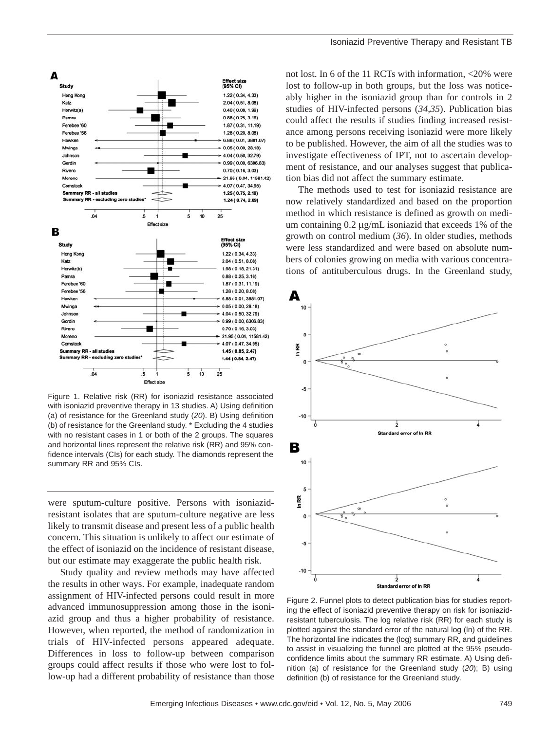not lost. In 6 of the 11 RCTs with information, <20% were lost to follow-up in both groups, but the loss was noticeably higher in the isoniazid group than for controls in 2 studies of HIV-infected persons (*34,35*). Publication bias could affect the results if studies finding increased resistance among persons receiving isoniazid were more likely to be published. However, the aim of all the studies was to investigate effectiveness of IPT, not to ascertain development of resistance, and our analyses suggest that publication bias did not affect the summary estimate.

The methods used to test for isoniazid resistance are now relatively standardized and based on the proportion method in which resistance is defined as growth on medium containing 0.2 μg/mL isoniazid that exceeds 1% of the growth on control medium (*36*). In older studies, methods were less standardized and were based on absolute numbers of colonies growing on media with various concentrations of antituberculous drugs. In the Greenland study, were sputum-culture positive. Persons with isoniazid-resistant isolates that are sputum-culture negative are less likely to transmit disease and present less of a public health concern. This situation is unlikely to affect our estimate of the effect of isoniazid on the incidence of resistant disease, but our estimate may exaggerate the public health risk.

Study quality and review methods may have affected the results in other ways. For example, inadequate random assignment of HIV-infected persons could result in more advanced immunosuppression among those in the isoniazid group and thus a higher probability of resistance. However, when reported, the method of randomization in trials of HIV-infected persons appeared adequate. Differences in loss to follow-up between comparison groups could affect results if those who were lost to follow-up had a different probability of resistance than those

**A**

| Study | Effect size (95% CI) |
|---|---|
| Hong Kong | 1.22 (0.34, 4.33) |
| Katz | 2.04 (0.51, 8.08) |
| Horwitz(a) | 0.40 (0.08, 1.99) |
| Pamra | 0.88 (0.25, 3.16) |
| Ferebee '60 | 1.87 (0.31, 11.19) |
| Ferebee '56 | 1.28 (0.20, 8.08) |
| Hawken | 6.88 (0.01, 3881.07) |
| Mwinga | 0.05 (0.00, 28.18) |
| Johnson | 4.04 (0.50, 32.79) |
| Gordin | 0.99 (0.00, 6306.83) |
| Rivero | 0.70 (0.16, 3.03) |
| Moreno | 21.95 (0.04, 11581.42) |
| Comstock | 4.07 (0.47, 34.95) |
| **Summary RR - all studies** | **1.25 (0.75, 2.10)** |
| **Summary RR - excluding zero studies*** | **1.24 (0.74, 2.09)** |

**B**

| Study | Effect size (95% CI) |
|---|---|
| Hong Kong | 1.22 (0.34, 4.33) |
| Katz | 2.04 (0.51, 8.08) |
| Horwitz(b) | 1.96 (0.18, 21.31) |
| Pamra | 0.88 (0.25, 3.16) |
| Ferebee '60 | 1.87 (0.31, 11.19) |
| Ferebee '56 | 1.28 (0.20, 8.08) |
| Hawken | 6.88 (0.01, 3881.07) |
| Mwinga | 0.05 (0.00, 28.18) |
| Johnson | 4.04 (0.50, 32.79) |
| Gordin | 0.99 (0.00, 6306.83) |
| Rivero | 0.70 (0.16, 3.03) |
| Moreno | 21.95 (0.04, 11581.42) |
| Comstock | 4.07 (0.47, 34.95) |
| **Summary RR - all studies** | **1.45 (0.85, 2.47)** |
| **Summary RR - excluding zero studies*** | **1.44 (0.84, 2.47)** |

Figure 1. Relative risk (RR) for isoniazid resistance associated with isoniazid preventive therapy in 13 studies. A) Using definition (a) of resistance for the Greenland study (*20*). B) Using definition (b) of resistance for the Greenland study. * Excluding the 4 studies with no resistant cases in 1 or both of the 2 groups. The squares and horizontal lines represent the relative risk (RR) and 95% confidence intervals (CIs) for each study. The diamonds represent the summary RR and 95% CIs.

Figure 2. Funnel plots to detect publication bias for studies reporting the effect of isoniazid preventive therapy on risk for isoniazid-resistant tuberculosis. The log relative risk (RR) for each study is plotted against the standard error of the natural log (ln) of the RR. The horizontal line indicates the (log) summary RR, and guidelines to assist in visualizing the funnel are plotted at the 95% pseudo-confidence limits about the summary RR estimate. A) Using definition (a) of resistance for the Greenland study (*20*); B) using definition (b) of resistance for the Greenland study.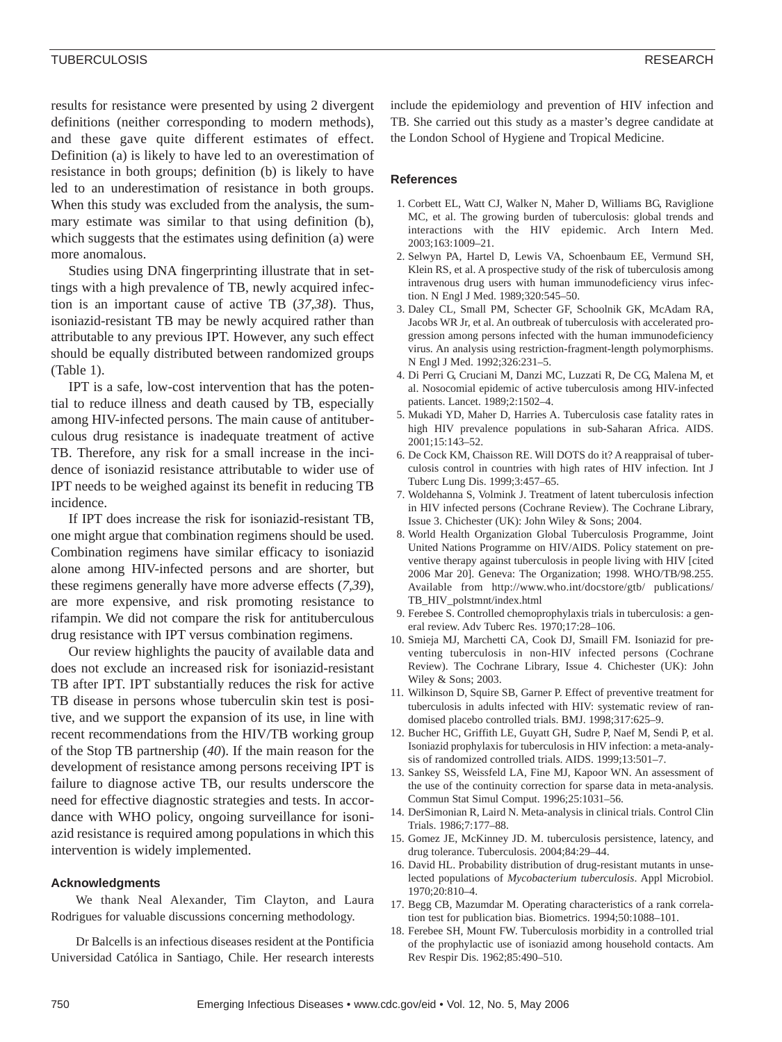results for resistance were presented by using 2 divergent definitions (neither corresponding to modern methods), and these gave quite different estimates of effect. Definition (a) is likely to have led to an overestimation of resistance in both groups; definition (b) is likely to have led to an underestimation of resistance in both groups. When this study was excluded from the analysis, the summary estimate was similar to that using definition (b), which suggests that the estimates using definition (a) were more anomalous.

Studies using DNA fingerprinting illustrate that in settings with a high prevalence of TB, newly acquired infection is an important cause of active TB (*37*,*38*). Thus, isoniazid-resistant TB may be newly acquired rather than attributable to any previous IPT. However, any such effect should be equally distributed between randomized groups (Table 1).

IPT is a safe, low-cost intervention that has the potential to reduce illness and death caused by TB, especially among HIV-infected persons. The main cause of antituberculous drug resistance is inadequate treatment of active TB. Therefore, any risk for a small increase in the incidence of isoniazid resistance attributable to wider use of IPT needs to be weighed against its benefit in reducing TB incidence.

If IPT does increase the risk for isoniazid-resistant TB, one might argue that combination regimens should be used. Combination regimens have similar efficacy to isoniazid alone among HIV-infected persons and are shorter, but these regimens generally have more adverse effects (*7*,*39*), are more expensive, and risk promoting resistance to rifampin. We did not compare the risk for antituberculous drug resistance with IPT versus combination regimens.

Our review highlights the paucity of available data and does not exclude an increased risk for isoniazid-resistant TB after IPT. IPT substantially reduces the risk for active TB disease in persons whose tuberculin skin test is positive, and we support the expansion of its use, in line with recent recommendations from the HIV/TB working group of the Stop TB partnership (*40*). If the main reason for the development of resistance among persons receiving IPT is failure to diagnose active TB, our results underscore the need for effective diagnostic strategies and tests. In accordance with WHO policy, ongoing surveillance for isoniazid resistance is required among populations in which this intervention is widely implemented.

### Acknowledgments

We thank Neal Alexander, Tim Clayton, and Laura Rodrigues for valuable discussions concerning methodology.

Dr Balcells is an infectious diseases resident at the Pontificia Universidad Católica in Santiago, Chile. Her research interests include the epidemiology and prevention of HIV infection and TB. She carried out this study as a master's degree candidate at the London School of Hygiene and Tropical Medicine.

### References

1. Corbett EL, Watt CJ, Walker N, Maher D, Williams BG, Raviglione MC, et al. The growing burden of tuberculosis: global trends and interactions with the HIV epidemic. Arch Intern Med. 2003;163:1009–21.
2. Selwyn PA, Hartel D, Lewis VA, Schoenbaum EE, Vermund SH, Klein RS, et al. A prospective study of the risk of tuberculosis among intravenous drug users with human immunodeficiency virus infection. N Engl J Med. 1989;320:545–50.
3. Daley CL, Small PM, Schecter GF, Schoolnik GK, McAdam RA, Jacobs WR Jr, et al. An outbreak of tuberculosis with accelerated progression among persons infected with the human immunodeficiency virus. An analysis using restriction-fragment-length polymorphisms. N Engl J Med. 1992;326:231–5.
4. Di Perri G, Cruciani M, Danzi MC, Luzzati R, De CG, Malena M, et al. Nosocomial epidemic of active tuberculosis among HIV-infected patients. Lancet. 1989;2:1502–4.
5. Mukadi YD, Maher D, Harries A. Tuberculosis case fatality rates in high HIV prevalence populations in sub-Saharan Africa. AIDS. 2001;15:143–52.
6. De Cock KM, Chaisson RE. Will DOTS do it? A reappraisal of tuberculosis control in countries with high rates of HIV infection. Int J Tuberc Lung Dis. 1999;3:457–65.
7. Woldehanna S, Volmink J. Treatment of latent tuberculosis infection in HIV infected persons (Cochrane Review). The Cochrane Library, Issue 3. Chichester (UK): John Wiley & Sons; 2004.
8. World Health Organization Global Tuberculosis Programme, Joint United Nations Programme on HIV/AIDS. Policy statement on preventive therapy against tuberculosis in people living with HIV [cited 2006 Mar 20]. Geneva: The Organization; 1998. WHO/TB/98.255. Available from http://www.who.int/docstore/gtb/ publications/TB_HIV_polstmnt/index.html
9. Ferebee S. Controlled chemoprophylaxis trials in tuberculosis: a general review. Adv Tuberc Res. 1970;17:28–106.
10. Smieja MJ, Marchetti CA, Cook DJ, Smaill FM. Isoniazid for preventing tuberculosis in non-HIV infected persons (Cochrane Review). The Cochrane Library, Issue 4. Chichester (UK): John Wiley & Sons; 2003.
11. Wilkinson D, Squire SB, Garner P. Effect of preventive treatment for tuberculosis in adults infected with HIV: systematic review of randomised placebo controlled trials. BMJ. 1998;317:625–9.
12. Bucher HC, Griffith LE, Guyatt GH, Sudre P, Naef M, Sendi P, et al. Isoniazid prophylaxis for tuberculosis in HIV infection: a meta-analysis of randomized controlled trials. AIDS. 1999;13:501–7.
13. Sankey SS, Weissfeld LA, Fine MJ, Kapoor WN. An assessment of the use of the continuity correction for sparse data in meta-analysis. Commun Stat Simul Comput. 1996;25:1031–56.
14. DerSimonian R, Laird N. Meta-analysis in clinical trials. Control Clin Trials. 1986;7:177–88.
15. Gomez JE, McKinney JD. M. tuberculosis persistence, latency, and drug tolerance. Tuberculosis. 2004;84:29–44.
16. David HL. Probability distribution of drug-resistant mutants in unselected populations of *Mycobacterium tuberculosis*. Appl Microbiol. 1970;20:810–4.
17. Begg CB, Mazumdar M. Operating characteristics of a rank correlation test for publication bias. Biometrics. 1994;50:1088–101.
18. Ferebee SH, Mount FW. Tuberculosis morbidity in a controlled trial of the prophylactic use of isoniazid among household contacts. Am Rev Respir Dis. 1962;85:490–510.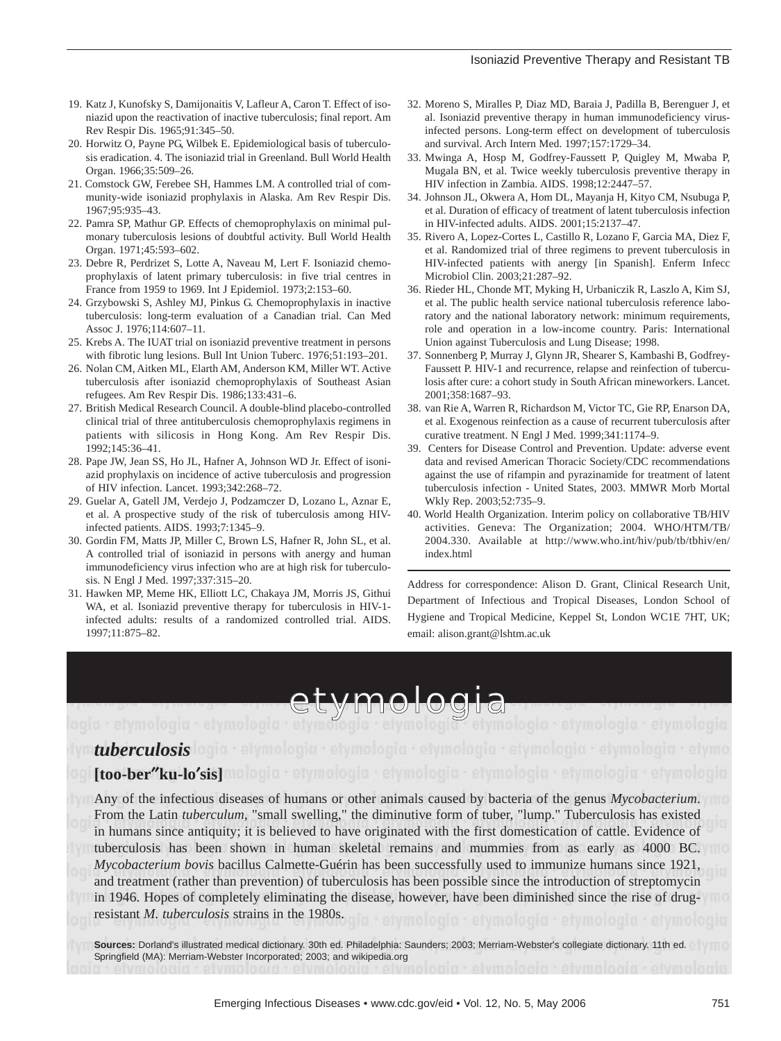19. Katz J, Kunofsky S, Damijonaitis V, Lafleur A, Caron T. Effect of isoniazid upon the reactivation of inactive tuberculosis; final report. Am Rev Respir Dis. 1965;91:345–50.
20. Horwitz O, Payne PG, Wilbek E. Epidemiological basis of tuberculosis eradication. 4. The isoniazid trial in Greenland. Bull World Health Organ. 1966;35:509–26.
21. Comstock GW, Ferebee SH, Hammes LM. A controlled trial of community-wide isoniazid prophylaxis in Alaska. Am Rev Respir Dis. 1967;95:935–43.
22. Pamra SP, Mathur GP. Effects of chemoprophylaxis on minimal pulmonary tuberculosis lesions of doubtful activity. Bull World Health Organ. 1971;45:593–602.
23. Debre R, Perdrizet S, Lotte A, Naveau M, Lert F. Isoniazid chemoprophylaxis of latent primary tuberculosis: in five trial centres in France from 1959 to 1969. Int J Epidemiol. 1973;2:153–60.
24. Grzybowski S, Ashley MJ, Pinkus G. Chemoprophylaxis in inactive tuberculosis: long-term evaluation of a Canadian trial. Can Med Assoc J. 1976;114:607–11.
25. Krebs A. The IUAT trial on isoniazid preventive treatment in persons with fibrotic lung lesions. Bull Int Union Tuberc. 1976;51:193–201.
26. Nolan CM, Aitken ML, Elarth AM, Anderson KM, Miller WT. Active tuberculosis after isoniazid chemoprophylaxis of Southeast Asian refugees. Am Rev Respir Dis. 1986;133:431–6.
27. British Medical Research Council. A double-blind placebo-controlled clinical trial of three antituberculosis chemoprophylaxis regimens in patients with silicosis in Hong Kong. Am Rev Respir Dis. 1992;145:36–41.
28. Pape JW, Jean SS, Ho JL, Hafner A, Johnson WD Jr. Effect of isoniazid prophylaxis on incidence of active tuberculosis and progression of HIV infection. Lancet. 1993;342:268–72.
29. Guelar A, Gatell JM, Verdejo J, Podzamczer D, Lozano L, Aznar E, et al. A prospective study of the risk of tuberculosis among HIV-infected patients. AIDS. 1993;7:1345–9.
30. Gordin FM, Matts JP, Miller C, Brown LS, Hafner R, John SL, et al. A controlled trial of isoniazid in persons with anergy and human immunodeficiency virus infection who are at high risk for tuberculosis. N Engl J Med. 1997;337:315–20.
31. Hawken MP, Meme HK, Elliott LC, Chakaya JM, Morris JS, Githui WA, et al. Isoniazid preventive therapy for tuberculosis in HIV-1-infected adults: results of a randomized controlled trial. AIDS. 1997;11:875–82.
32. Moreno S, Miralles P, Diaz MD, Baraia J, Padilla B, Berenguer J, et al. Isoniazid preventive therapy in human immunodeficiency virus-infected persons. Long-term effect on development of tuberculosis and survival. Arch Intern Med. 1997;157:1729–34.
33. Mwinga A, Hosp M, Godfrey-Faussett P, Quigley M, Mwaba P, Mugala BN, et al. Twice weekly tuberculosis preventive therapy in HIV infection in Zambia. AIDS. 1998;12:2447–57.
34. Johnson JL, Okwera A, Hom DL, Mayanja H, Kityo CM, Nsubuga P, et al. Duration of efficacy of treatment of latent tuberculosis infection in HIV-infected adults. AIDS. 2001;15:2137–47.
35. Rivero A, Lopez-Cortes L, Castillo R, Lozano F, Garcia MA, Diez F, et al. Randomized trial of three regimens to prevent tuberculosis in HIV-infected patients with anergy [in Spanish]. Enferm Infecc Microbiol Clin. 2003;21:287–92.
36. Rieder HL, Chonde MT, Myking H, Urbaniczik R, Laszlo A, Kim SJ, et al. The public health service national tuberculosis reference laboratory and the national laboratory network: minimum requirements, role and operation in a low-income country. Paris: International Union against Tuberculosis and Lung Disease; 1998.
37. Sonnenberg P, Murray J, Glynn JR, Shearer S, Kambashi B, Godfrey-Faussett P. HIV-1 and recurrence, relapse and reinfection of tuberculosis after cure: a cohort study in South African mineworkers. Lancet. 2001;358:1687–93.
38. van Rie A, Warren R, Richardson M, Victor TC, Gie RP, Enarson DA, et al. Exogenous reinfection as a cause of recurrent tuberculosis after curative treatment. N Engl J Med. 1999;341:1174–9.
39. Centers for Disease Control and Prevention. Update: adverse event data and revised American Thoracic Society/CDC recommendations against the use of rifampin and pyrazinamide for treatment of latent tuberculosis infection - United States, 2003. MMWR Morb Mortal Wkly Rep. 2003;52:735–9.
40. World Health Organization. Interim policy on collaborative TB/HIV activities. Geneva: The Organization; 2004. WHO/HTM/TB/2004.330. Available at http://www.who.int/hiv/pub/tb/tbhiv/en/index.html

Address for correspondence: Alison D. Grant, Clinical Research Unit, Department of Infectious and Tropical Diseases, London School of Hygiene and Tropical Medicine, Keppel St, London WC1E 7HT, UK; email: alison.grant@lshtm.ac.uk

# etymologia

## *tuberculosis*

**[too-ber″ku-lo′sis]**

Any of the infectious diseases of humans or other animals caused by bacteria of the genus *Mycobacterium*. From the Latin *tuberculum*, "small swelling," the diminutive form of tuber, "lump." Tuberculosis has existed in humans since antiquity; it is believed to have originated with the first domestication of cattle. Evidence of tuberculosis has been shown in human skeletal remains and mummies from as early as 4000 BC. *Mycobacterium bovis* bacillus Calmette-Guérin has been successfully used to immunize humans since 1921, and treatment (rather than prevention) of tuberculosis has been possible since the introduction of streptomycin in 1946. Hopes of completely eliminating the disease, however, have been diminished since the rise of drug-resistant *M. tuberculosis* strains in the 1980s.

**Sources:** Dorland's illustrated medical dictionary. 30th ed. Philadelphia: Saunders; 2003; Merriam-Webster's collegiate dictionary. 11th ed. Springfield (MA): Merriam-Webster Incorporated; 2003; and wikipedia.org